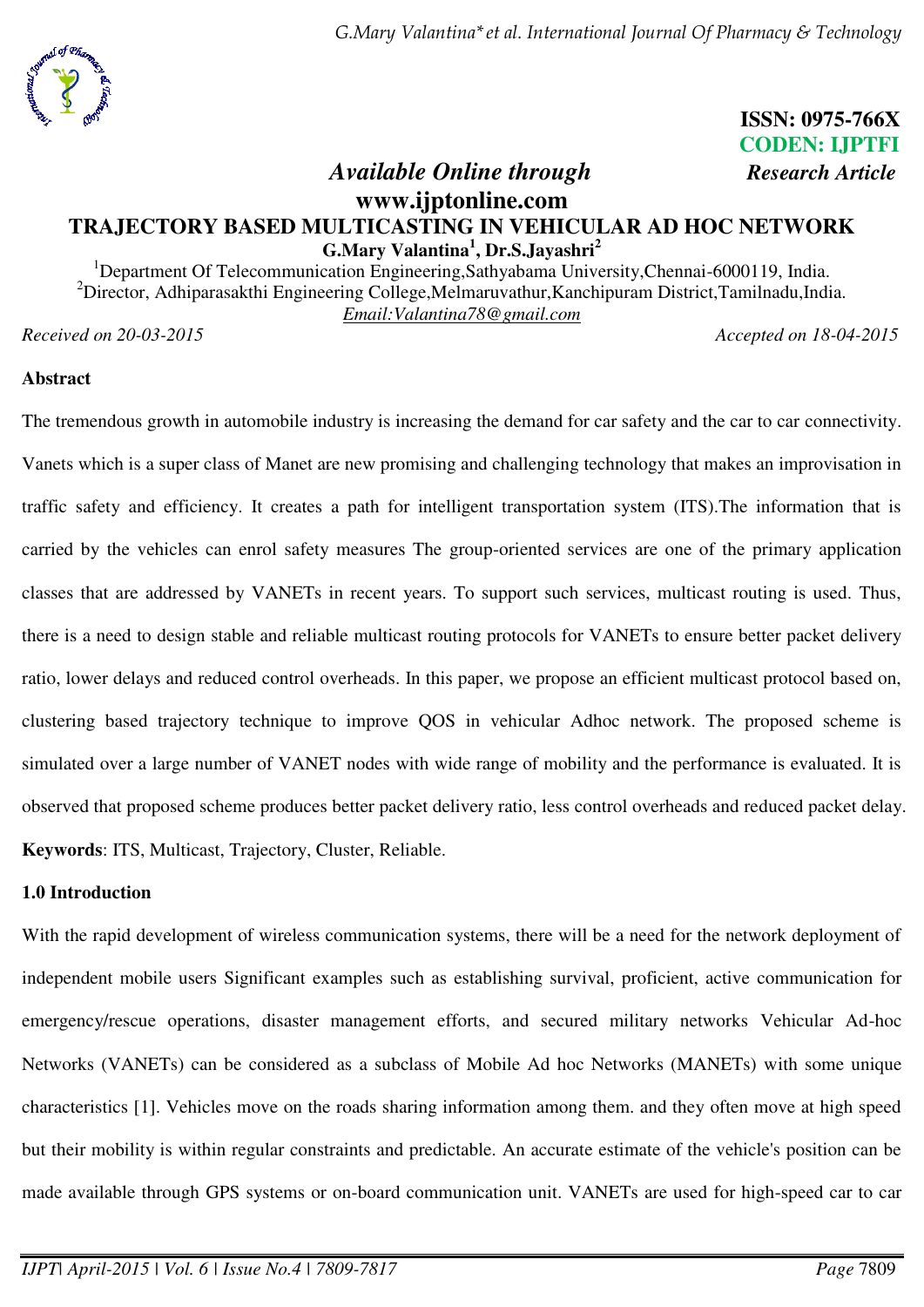ISSN: 0975-766X
CODEN: IJPTFI
*Research Article*

*Available Online through*
**www.ijptonline.com**

# TRAJECTORY BASED MULTICASTING IN VEHICULAR AD HOC NETWORK

**G.Mary Valantina[1], Dr.S.Jayashri[2]**

[1]Department Of Telecommunication Engineering,Sathyabama University,Chennai-6000119, India.
[2]Director, Adhiparasakthi Engineering College,Melmaruvathur,Kanchipuram District,Tamilnadu,India.
*Email:Valantina78@gmail.com*

*Received on 20-03-2015* *Accepted on 18-04-2015*

**Abstract**

The tremendous growth in automobile industry is increasing the demand for car safety and the car to car connectivity. Vanets which is a super class of Manet are new promising and challenging technology that makes an improvisation in traffic safety and efficiency. It creates a path for intelligent transportation system (ITS).The information that is carried by the vehicles can enrol safety measures The group-oriented services are one of the primary application classes that are addressed by VANETs in recent years. To support such services, multicast routing is used. Thus, there is a need to design stable and reliable multicast routing protocols for VANETs to ensure better packet delivery ratio, lower delays and reduced control overheads. In this paper, we propose an efficient multicast protocol based on, clustering based trajectory technique to improve QOS in vehicular Adhoc network. The proposed scheme is simulated over a large number of VANET nodes with wide range of mobility and the performance is evaluated. It is observed that proposed scheme produces better packet delivery ratio, less control overheads and reduced packet delay.

**Keywords**: ITS, Multicast, Trajectory, Cluster, Reliable.

**1.0 Introduction**

With the rapid development of wireless communication systems, there will be a need for the network deployment of independent mobile users Significant examples such as establishing survival, proficient, active communication for emergency/rescue operations, disaster management efforts, and secured military networks Vehicular Ad-hoc Networks (VANETs) can be considered as a subclass of Mobile Ad hoc Networks (MANETs) with some unique characteristics [1]. Vehicles move on the roads sharing information among them. and they often move at high speed but their mobility is within regular constraints and predictable. An accurate estimate of the vehicle's position can be made available through GPS systems or on-board communication unit. VANETs are used for high-speed car to car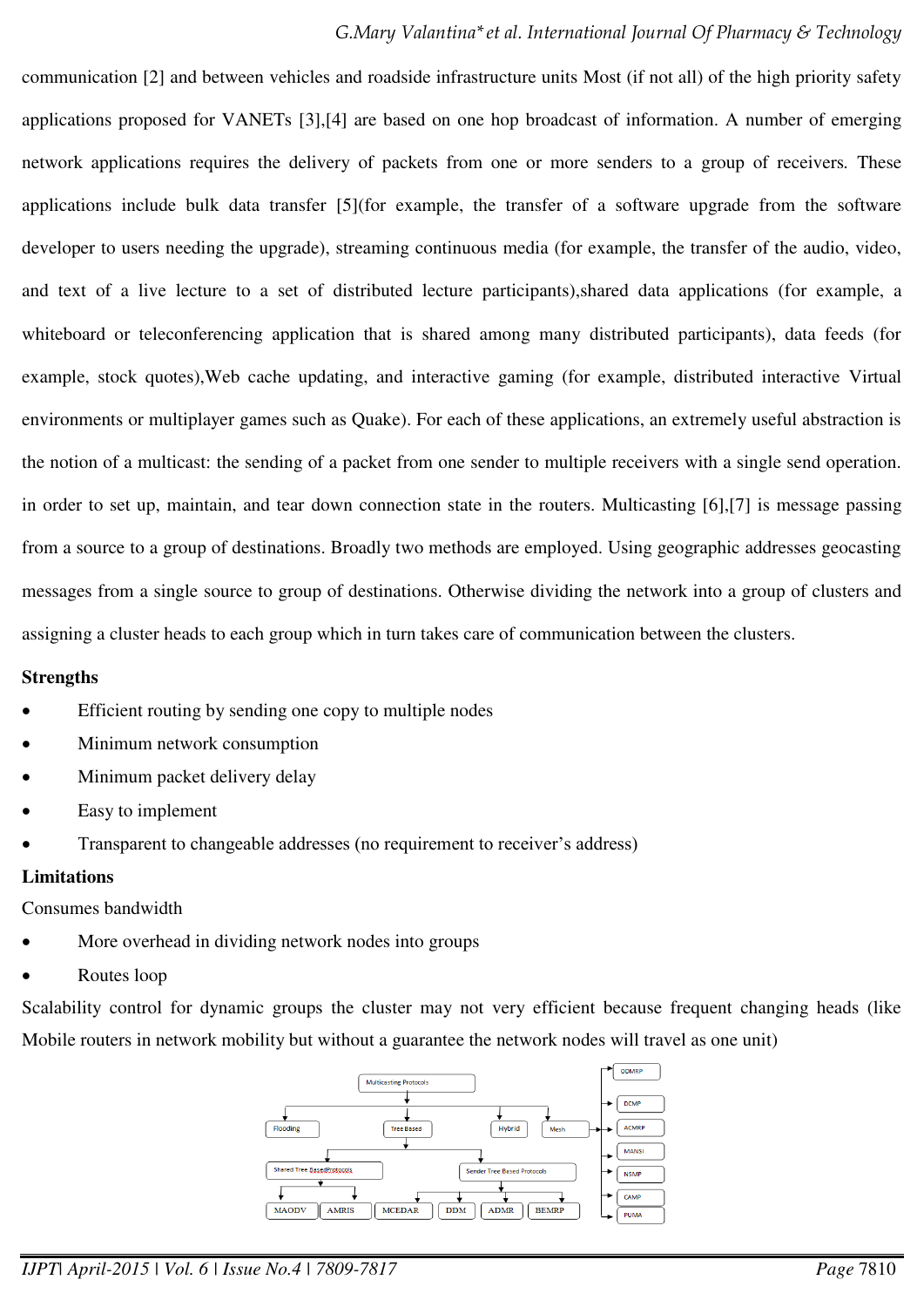communication [2] and between vehicles and roadside infrastructure units Most (if not all) of the high priority safety applications proposed for VANETs [3],[4] are based on one hop broadcast of information. A number of emerging network applications requires the delivery of packets from one or more senders to a group of receivers. These applications include bulk data transfer [5](for example, the transfer of a software upgrade from the software developer to users needing the upgrade), streaming continuous media (for example, the transfer of the audio, video, and text of a live lecture to a set of distributed lecture participants),shared data applications (for example, a whiteboard or teleconferencing application that is shared among many distributed participants), data feeds (for example, stock quotes),Web cache updating, and interactive gaming (for example, distributed interactive Virtual environments or multiplayer games such as Quake). For each of these applications, an extremely useful abstraction is the notion of a multicast: the sending of a packet from one sender to multiple receivers with a single send operation. in order to set up, maintain, and tear down connection state in the routers. Multicasting [6],[7] is message passing from a source to a group of destinations. Broadly two methods are employed. Using geographic addresses geocasting messages from a single source to group of destinations. Otherwise dividing the network into a group of clusters and assigning a cluster heads to each group which in turn takes care of communication between the clusters.

**Strengths**

- Efficient routing by sending one copy to multiple nodes
- Minimum network consumption
- Minimum packet delivery delay
- Easy to implement
- Transparent to changeable addresses (no requirement to receiver's address)

**Limitations**

Consumes bandwidth

- More overhead in dividing network nodes into groups
- Routes loop

Scalability control for dynamic groups the cluster may not very efficient because frequent changing heads (like Mobile routers in network mobility but without a guarantee the network nodes will travel as one unit)

Multicasting Protocols
- Flooding
- Tree Based
  - Shared Tree Based Protocols
    - MAODV
    - AMRIS
  - Sender Tree Based Protocols
    - MCEDAR
    - DDM
    - ADMR
    - BEMRP
- Hybrid
- Mesh
  - ODMRP
  - DCMP
  - ACMRP
  - MANSI
  - NSMP
  - CAMP
  - PUMA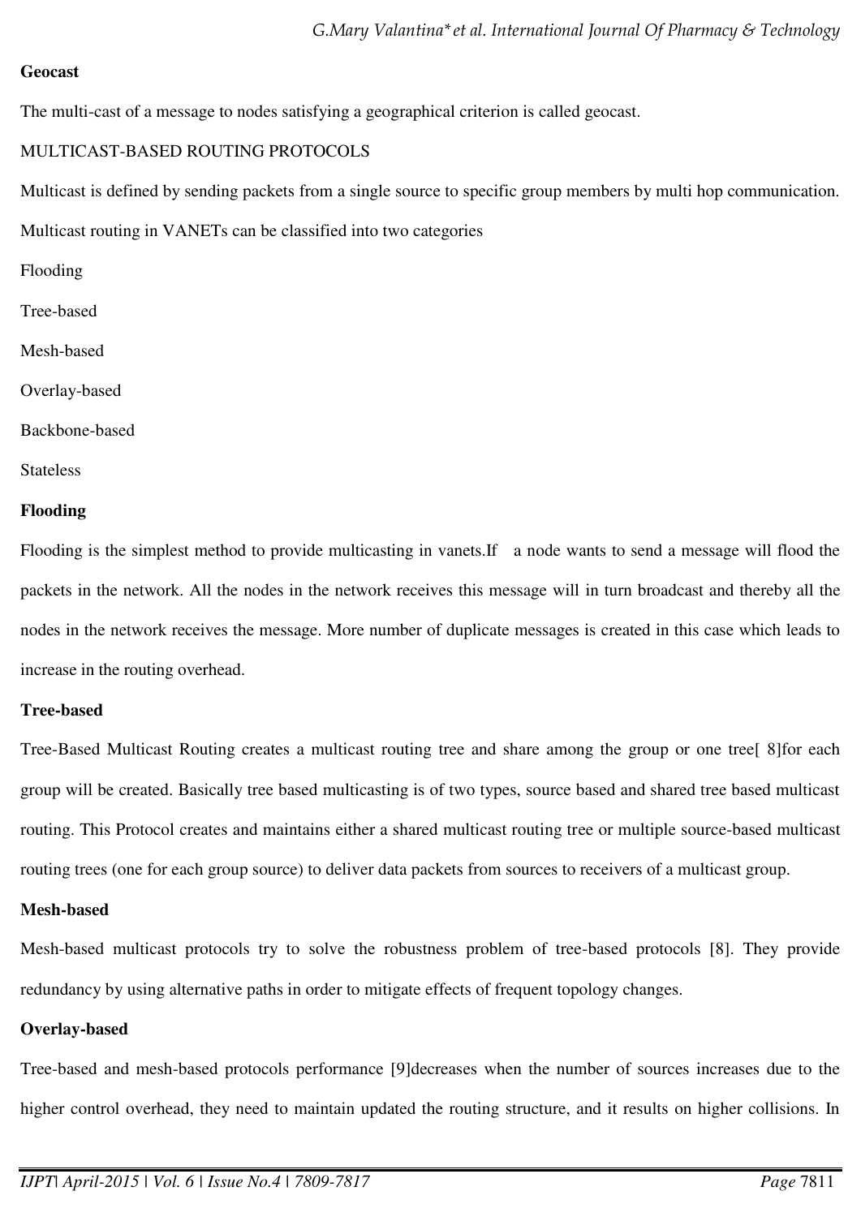**Geocast**

The multi-cast of a message to nodes satisfying a geographical criterion is called geocast.

MULTICAST-BASED ROUTING PROTOCOLS

Multicast is defined by sending packets from a single source to specific group members by multi hop communication.

Multicast routing in VANETs can be classified into two categories

Flooding

Tree-based

Mesh-based

Overlay-based

Backbone-based

Stateless

**Flooding**

Flooding is the simplest method to provide multicasting in vanets.If a node wants to send a message will flood the packets in the network. All the nodes in the network receives this message will in turn broadcast and thereby all the nodes in the network receives the message. More number of duplicate messages is created in this case which leads to increase in the routing overhead.

**Tree-based**

Tree-Based Multicast Routing creates a multicast routing tree and share among the group or one tree[ 8]for each group will be created. Basically tree based multicasting is of two types, source based and shared tree based multicast routing. This Protocol creates and maintains either a shared multicast routing tree or multiple source-based multicast routing trees (one for each group source) to deliver data packets from sources to receivers of a multicast group.

**Mesh-based**

Mesh-based multicast protocols try to solve the robustness problem of tree-based protocols [8]. They provide redundancy by using alternative paths in order to mitigate effects of frequent topology changes.

**Overlay-based**

Tree-based and mesh-based protocols performance [9]decreases when the number of sources increases due to the higher control overhead, they need to maintain updated the routing structure, and it results on higher collisions. In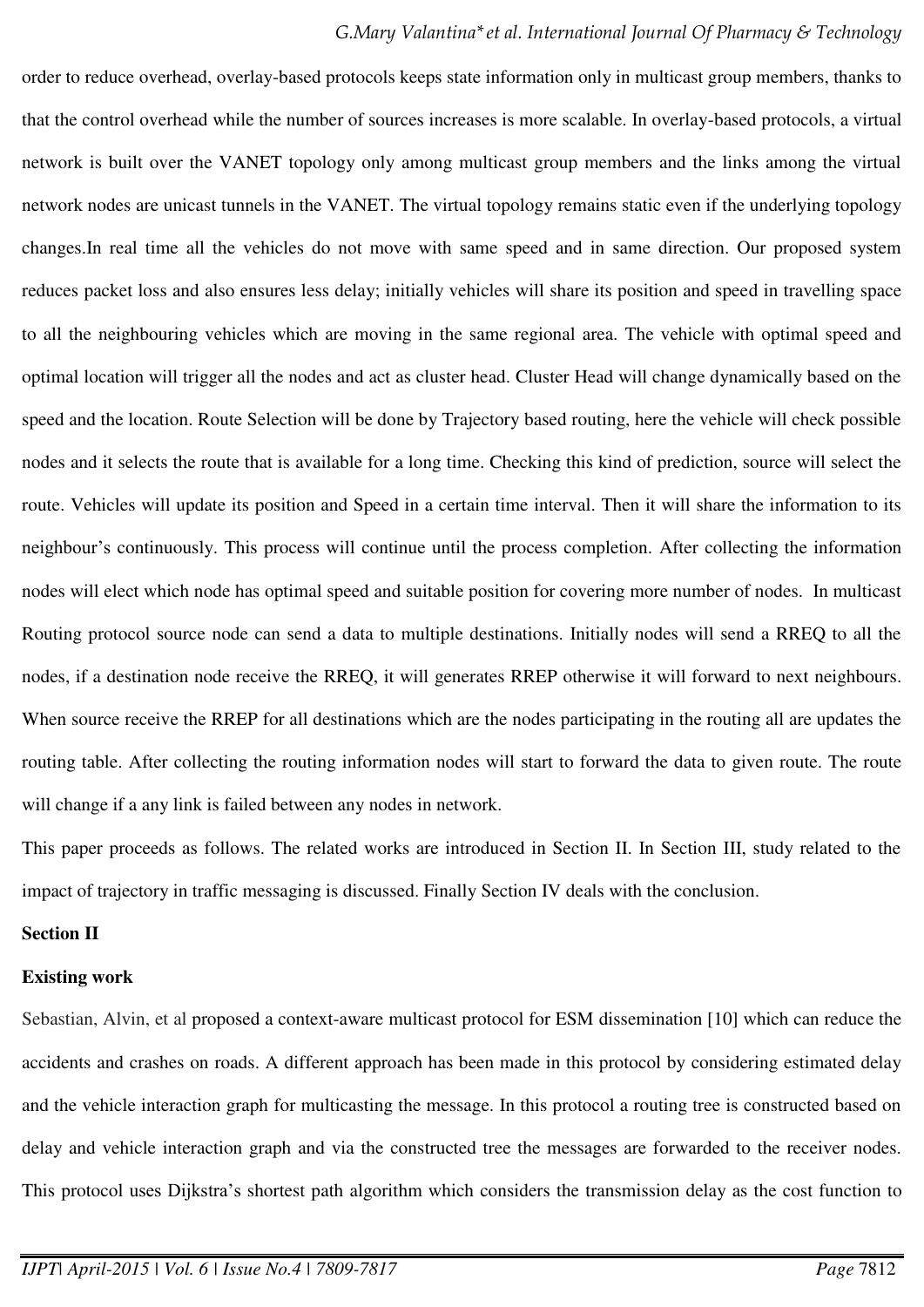order to reduce overhead, overlay-based protocols keeps state information only in multicast group members, thanks to that the control overhead while the number of sources increases is more scalable. In overlay-based protocols, a virtual network is built over the VANET topology only among multicast group members and the links among the virtual network nodes are unicast tunnels in the VANET. The virtual topology remains static even if the underlying topology changes.In real time all the vehicles do not move with same speed and in same direction. Our proposed system reduces packet loss and also ensures less delay; initially vehicles will share its position and speed in travelling space to all the neighbouring vehicles which are moving in the same regional area. The vehicle with optimal speed and optimal location will trigger all the nodes and act as cluster head. Cluster Head will change dynamically based on the speed and the location. Route Selection will be done by Trajectory based routing, here the vehicle will check possible nodes and it selects the route that is available for a long time. Checking this kind of prediction, source will select the route. Vehicles will update its position and Speed in a certain time interval. Then it will share the information to its neighbour's continuously. This process will continue until the process completion. After collecting the information nodes will elect which node has optimal speed and suitable position for covering more number of nodes. In multicast Routing protocol source node can send a data to multiple destinations. Initially nodes will send a RREQ to all the nodes, if a destination node receive the RREQ, it will generates RREP otherwise it will forward to next neighbours. When source receive the RREP for all destinations which are the nodes participating in the routing all are updates the routing table. After collecting the routing information nodes will start to forward the data to given route. The route will change if a any link is failed between any nodes in network.

This paper proceeds as follows. The related works are introduced in Section II. In Section III, study related to the impact of trajectory in traffic messaging is discussed. Finally Section IV deals with the conclusion.

**Section II**

**Existing work**

Sebastian, Alvin, et al proposed a context-aware multicast protocol for ESM dissemination [10] which can reduce the accidents and crashes on roads. A different approach has been made in this protocol by considering estimated delay and the vehicle interaction graph for multicasting the message. In this protocol a routing tree is constructed based on delay and vehicle interaction graph and via the constructed tree the messages are forwarded to the receiver nodes. This protocol uses Dijkstra's shortest path algorithm which considers the transmission delay as the cost function to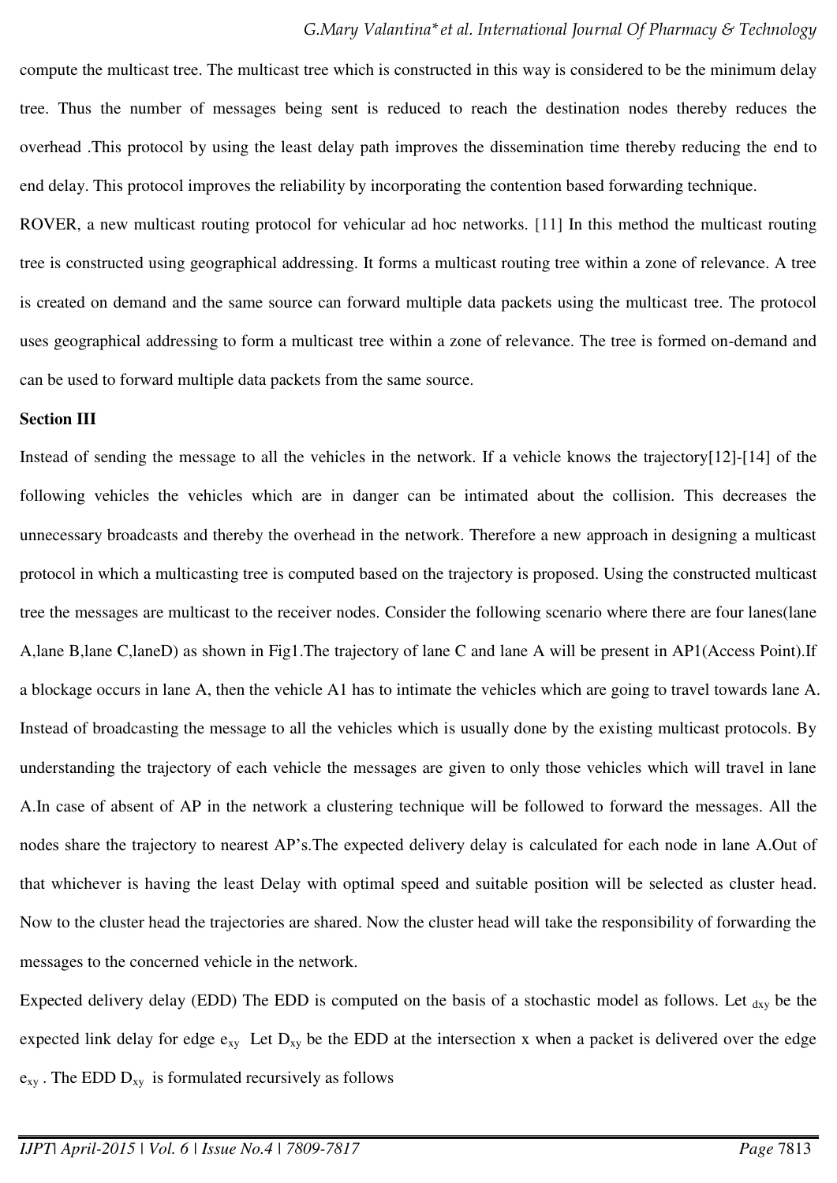compute the multicast tree. The multicast tree which is constructed in this way is considered to be the minimum delay tree. Thus the number of messages being sent is reduced to reach the destination nodes thereby reduces the overhead .This protocol by using the least delay path improves the dissemination time thereby reducing the end to end delay. This protocol improves the reliability by incorporating the contention based forwarding technique.

ROVER, a new multicast routing protocol for vehicular ad hoc networks. [11] In this method the multicast routing tree is constructed using geographical addressing. It forms a multicast routing tree within a zone of relevance. A tree is created on demand and the same source can forward multiple data packets using the multicast tree. The protocol uses geographical addressing to form a multicast tree within a zone of relevance. The tree is formed on-demand and can be used to forward multiple data packets from the same source.

**Section III**

Instead of sending the message to all the vehicles in the network. If a vehicle knows the trajectory[12]-[14] of the following vehicles the vehicles which are in danger can be intimated about the collision. This decreases the unnecessary broadcasts and thereby the overhead in the network. Therefore a new approach in designing a multicast protocol in which a multicasting tree is computed based on the trajectory is proposed. Using the constructed multicast tree the messages are multicast to the receiver nodes. Consider the following scenario where there are four lanes(lane A,lane B,lane C,laneD) as shown in Fig1.The trajectory of lane C and lane A will be present in AP1(Access Point).If a blockage occurs in lane A, then the vehicle A1 has to intimate the vehicles which are going to travel towards lane A. Instead of broadcasting the message to all the vehicles which is usually done by the existing multicast protocols. By understanding the trajectory of each vehicle the messages are given to only those vehicles which will travel in lane A.In case of absent of AP in the network a clustering technique will be followed to forward the messages. All the nodes share the trajectory to nearest AP's.The expected delivery delay is calculated for each node in lane A.Out of that whichever is having the least Delay with optimal speed and suitable position will be selected as cluster head. Now to the cluster head the trajectories are shared. Now the cluster head will take the responsibility of forwarding the messages to the concerned vehicle in the network.

Expected delivery delay (EDD) The EDD is computed on the basis of a stochastic model as follows. Let $_{dxy}$ be the expected link delay for edge $e_{xy}$ Let $D_{xy}$ be the EDD at the intersection x when a packet is delivered over the edge $e_{xy}$ . The EDD $D_{xy}$ is formulated recursively as follows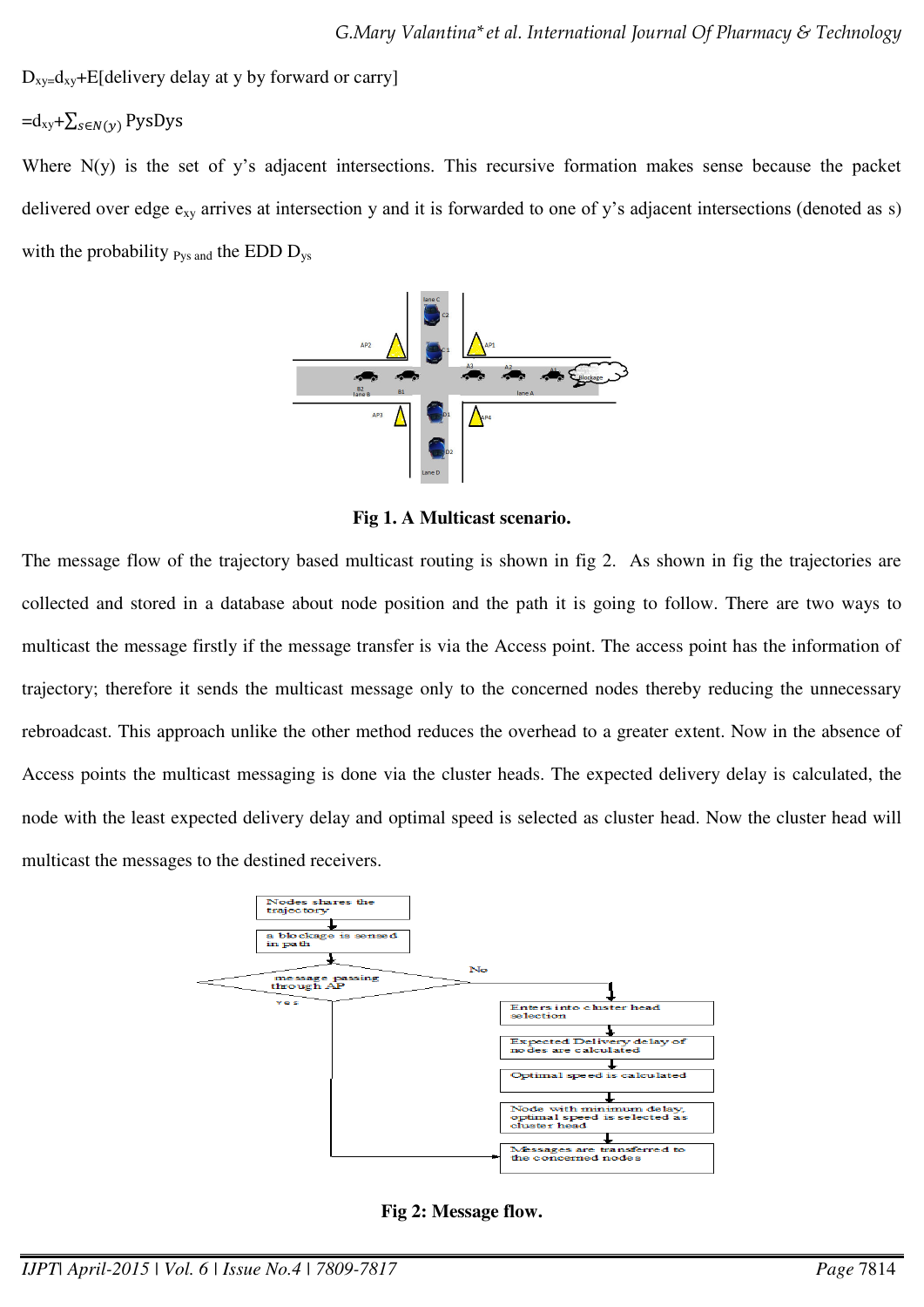$D_{xy}=d_{xy}+E[\text{delivery delay at y by forward or carry}]$

$=d_{xy}+\sum_{s\in N(y)} P_{ys}D_{ys}$

Where N(y) is the set of y's adjacent intersections. This recursive formation makes sense because the packet delivered over edge $e_{xy}$ arrives at intersection y and it is forwarded to one of y's adjacent intersections (denoted as s) with the probability $P_{ys}$ and the EDD $D_{ys}$

**Fig 1. A Multicast scenario.**

The message flow of the trajectory based multicast routing is shown in fig 2. As shown in fig the trajectories are collected and stored in a database about node position and the path it is going to follow. There are two ways to multicast the message firstly if the message transfer is via the Access point. The access point has the information of trajectory; therefore it sends the multicast message only to the concerned nodes thereby reducing the unnecessary rebroadcast. This approach unlike the other method reduces the overhead to a greater extent. Now in the absence of Access points the multicast messaging is done via the cluster heads. The expected delivery delay is calculated, the node with the least expected delivery delay and optimal speed is selected as cluster head. Now the cluster head will multicast the messages to the destined receivers.

**Fig 2: Message flow.**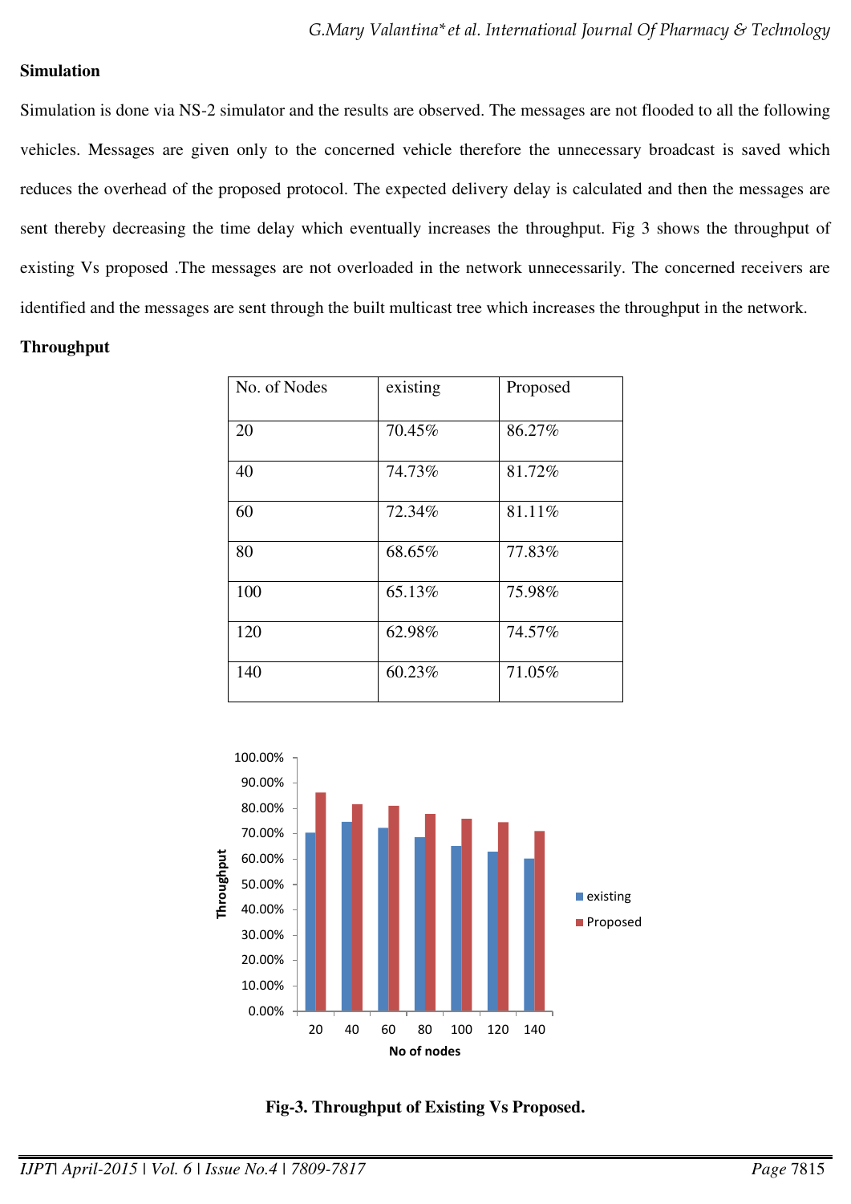**Simulation**

Simulation is done via NS-2 simulator and the results are observed. The messages are not flooded to all the following vehicles. Messages are given only to the concerned vehicle therefore the unnecessary broadcast is saved which reduces the overhead of the proposed protocol. The expected delivery delay is calculated and then the messages are sent thereby decreasing the time delay which eventually increases the throughput. Fig 3 shows the throughput of existing Vs proposed .The messages are not overloaded in the network unnecessarily. The concerned receivers are identified and the messages are sent through the built multicast tree which increases the throughput in the network.

**Throughput**

| No. of Nodes | existing | Proposed |
|---|---|---|
| 20 | 70.45% | 86.27% |
| 40 | 74.73% | 81.72% |
| 60 | 72.34% | 81.11% |
| 80 | 68.65% | 77.83% |
| 100 | 65.13% | 75.98% |
| 120 | 62.98% | 74.57% |
| 140 | 60.23% | 71.05% |

**Fig-3. Throughput of Existing Vs Proposed.**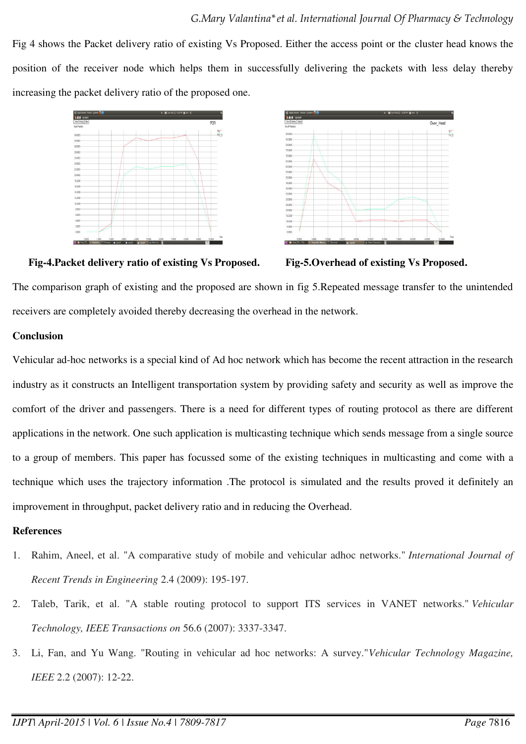Fig 4 shows the Packet delivery ratio of existing Vs Proposed. Either the access point or the cluster head knows the position of the receiver node which helps them in successfully delivering the packets with less delay thereby increasing the packet delivery ratio of the proposed one.

**Fig-4.Packet delivery ratio of existing Vs Proposed.**

**Fig-5.Overhead of existing Vs Proposed.**

The comparison graph of existing and the proposed are shown in fig 5.Repeated message transfer to the unintended receivers are completely avoided thereby decreasing the overhead in the network.

## Conclusion

Vehicular ad-hoc networks is a special kind of Ad hoc network which has become the recent attraction in the research industry as it constructs an Intelligent transportation system by providing safety and security as well as improve the comfort of the driver and passengers. There is a need for different types of routing protocol as there are different applications in the network. One such application is multicasting technique which sends message from a single source to a group of members. This paper has focussed some of the existing techniques in multicasting and come with a technique which uses the trajectory information .The protocol is simulated and the results proved it definitely an improvement in throughput, packet delivery ratio and in reducing the Overhead.

## References

1. Rahim, Aneel, et al. "A comparative study of mobile and vehicular adhoc networks." *International Journal of Recent Trends in Engineering* 2.4 (2009): 195-197.
2. Taleb, Tarik, et al. "A stable routing protocol to support ITS services in VANET networks." *Vehicular Technology, IEEE Transactions on* 56.6 (2007): 3337-3347.
3. Li, Fan, and Yu Wang. "Routing in vehicular ad hoc networks: A survey."*Vehicular Technology Magazine, IEEE* 2.2 (2007): 12-22.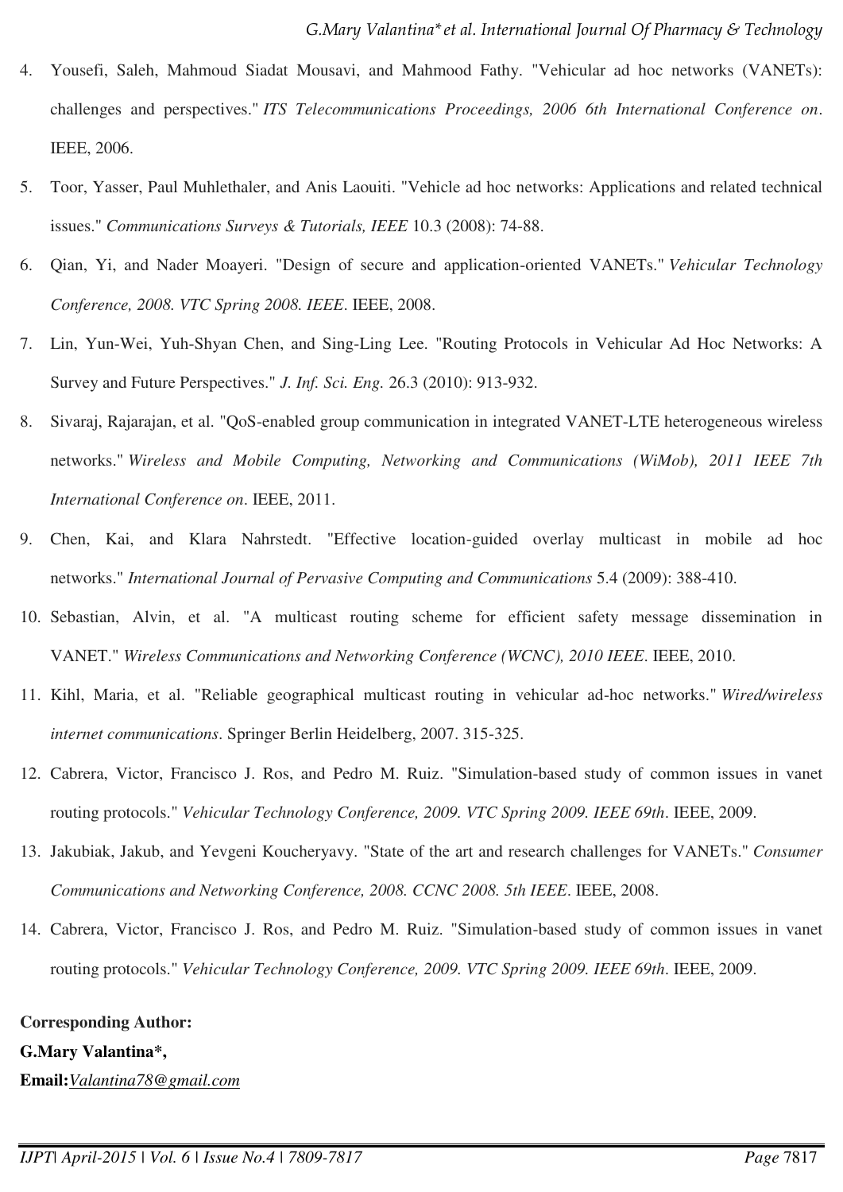4. Yousefi, Saleh, Mahmoud Siadat Mousavi, and Mahmood Fathy. "Vehicular ad hoc networks (VANETs): challenges and perspectives." *ITS Telecommunications Proceedings, 2006 6th International Conference on*. IEEE, 2006.
5. Toor, Yasser, Paul Muhlethaler, and Anis Laouiti. "Vehicle ad hoc networks: Applications and related technical issues." *Communications Surveys & Tutorials, IEEE* 10.3 (2008): 74-88.
6. Qian, Yi, and Nader Moayeri. "Design of secure and application-oriented VANETs." *Vehicular Technology Conference, 2008. VTC Spring 2008. IEEE*. IEEE, 2008.
7. Lin, Yun-Wei, Yuh-Shyan Chen, and Sing-Ling Lee. "Routing Protocols in Vehicular Ad Hoc Networks: A Survey and Future Perspectives." *J. Inf. Sci. Eng.* 26.3 (2010): 913-932.
8. Sivaraj, Rajarajan, et al. "QoS-enabled group communication in integrated VANET-LTE heterogeneous wireless networks." *Wireless and Mobile Computing, Networking and Communications (WiMob), 2011 IEEE 7th International Conference on*. IEEE, 2011.
9. Chen, Kai, and Klara Nahrstedt. "Effective location-guided overlay multicast in mobile ad hoc networks." *International Journal of Pervasive Computing and Communications* 5.4 (2009): 388-410.
10. Sebastian, Alvin, et al. "A multicast routing scheme for efficient safety message dissemination in VANET." *Wireless Communications and Networking Conference (WCNC), 2010 IEEE*. IEEE, 2010.
11. Kihl, Maria, et al. "Reliable geographical multicast routing in vehicular ad-hoc networks." *Wired/wireless internet communications*. Springer Berlin Heidelberg, 2007. 315-325.
12. Cabrera, Victor, Francisco J. Ros, and Pedro M. Ruiz. "Simulation-based study of common issues in vanet routing protocols." *Vehicular Technology Conference, 2009. VTC Spring 2009. IEEE 69th*. IEEE, 2009.
13. Jakubiak, Jakub, and Yevgeni Koucheryavy. "State of the art and research challenges for VANETs." *Consumer Communications and Networking Conference, 2008. CCNC 2008. 5th IEEE*. IEEE, 2008.
14. Cabrera, Victor, Francisco J. Ros, and Pedro M. Ruiz. "Simulation-based study of common issues in vanet routing protocols." *Vehicular Technology Conference, 2009. VTC Spring 2009. IEEE 69th*. IEEE, 2009.

**Corresponding Author:**
**G.Mary Valantina*,**
**Email:**Valantina78@gmail.com